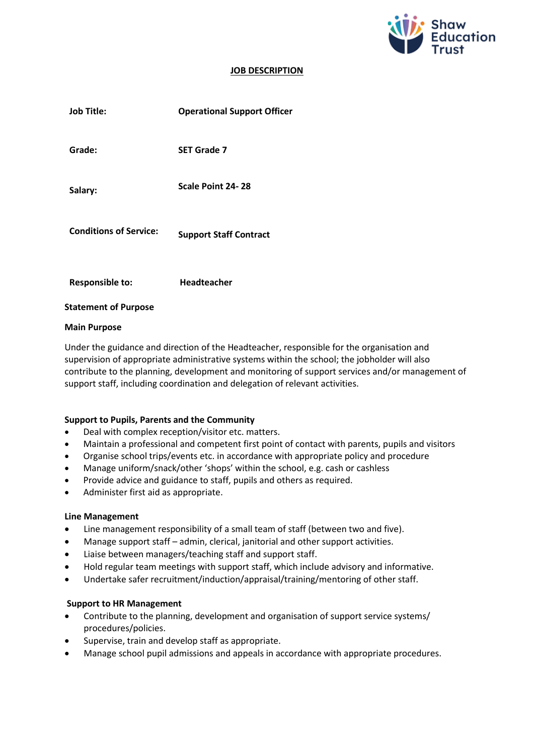Shaw Education Trust

# JOB DESCRIPTION

| | |
|---|---|
| **Job Title:** | **Operational Support Officer** |
| **Grade:** | **SET Grade 7** |
| **Salary:** | **Scale Point 24- 28** |
| **Conditions of Service:** | **Support Staff Contract** |
| **Responsible to:** | **Headteacher** |

**Statement of Purpose**

**Main Purpose**

Under the guidance and direction of the Headteacher, responsible for the organisation and supervision of appropriate administrative systems within the school; the jobholder will also contribute to the planning, development and monitoring of support services and/or management of support staff, including coordination and delegation of relevant activities.

**Support to Pupils, Parents and the Community**

- Deal with complex reception/visitor etc. matters.
- Maintain a professional and competent first point of contact with parents, pupils and visitors
- Organise school trips/events etc. in accordance with appropriate policy and procedure
- Manage uniform/snack/other 'shops' within the school, e.g. cash or cashless
- Provide advice and guidance to staff, pupils and others as required.
- Administer first aid as appropriate.

**Line Management**

- Line management responsibility of a small team of staff (between two and five).
- Manage support staff – admin, clerical, janitorial and other support activities.
- Liaise between managers/teaching staff and support staff.
- Hold regular team meetings with support staff, which include advisory and informative.
- Undertake safer recruitment/induction/appraisal/training/mentoring of other staff.

**Support to HR Management**

- Contribute to the planning, development and organisation of support service systems/ procedures/policies.
- Supervise, train and develop staff as appropriate.
- Manage school pupil admissions and appeals in accordance with appropriate procedures.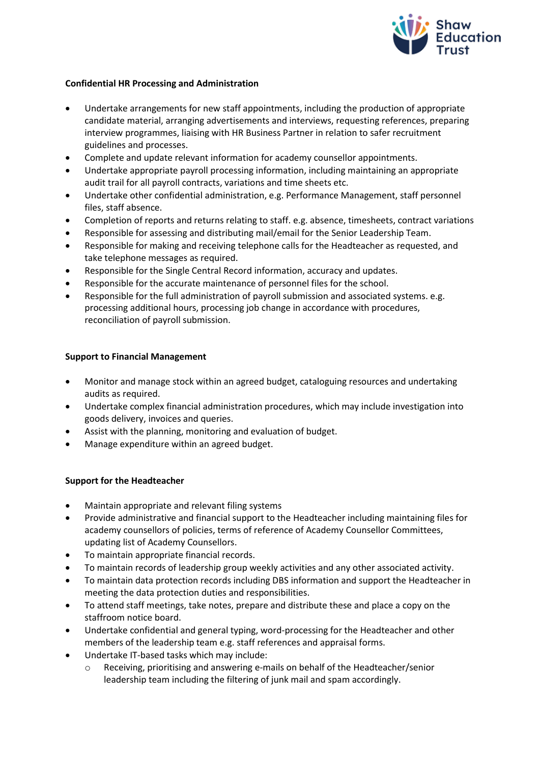**Confidential HR Processing and Administration**

- Undertake arrangements for new staff appointments, including the production of appropriate candidate material, arranging advertisements and interviews, requesting references, preparing interview programmes, liaising with HR Business Partner in relation to safer recruitment guidelines and processes.
- Complete and update relevant information for academy counsellor appointments.
- Undertake appropriate payroll processing information, including maintaining an appropriate audit trail for all payroll contracts, variations and time sheets etc.
- Undertake other confidential administration, e.g. Performance Management, staff personnel files, staff absence.
- Completion of reports and returns relating to staff. e.g. absence, timesheets, contract variations
- Responsible for assessing and distributing mail/email for the Senior Leadership Team.
- Responsible for making and receiving telephone calls for the Headteacher as requested, and take telephone messages as required.
- Responsible for the Single Central Record information, accuracy and updates.
- Responsible for the accurate maintenance of personnel files for the school.
- Responsible for the full administration of payroll submission and associated systems. e.g. processing additional hours, processing job change in accordance with procedures, reconciliation of payroll submission.

**Support to Financial Management**

- Monitor and manage stock within an agreed budget, cataloguing resources and undertaking audits as required.
- Undertake complex financial administration procedures, which may include investigation into goods delivery, invoices and queries.
- Assist with the planning, monitoring and evaluation of budget.
- Manage expenditure within an agreed budget.

**Support for the Headteacher**

- Maintain appropriate and relevant filing systems
- Provide administrative and financial support to the Headteacher including maintaining files for academy counsellors of policies, terms of reference of Academy Counsellor Committees, updating list of Academy Counsellors.
- To maintain appropriate financial records.
- To maintain records of leadership group weekly activities and any other associated activity.
- To maintain data protection records including DBS information and support the Headteacher in meeting the data protection duties and responsibilities.
- To attend staff meetings, take notes, prepare and distribute these and place a copy on the staffroom notice board.
- Undertake confidential and general typing, word-processing for the Headteacher and other members of the leadership team e.g. staff references and appraisal forms.
- Undertake IT-based tasks which may include:
    - Receiving, prioritising and answering e-mails on behalf of the Headteacher/senior leadership team including the filtering of junk mail and spam accordingly.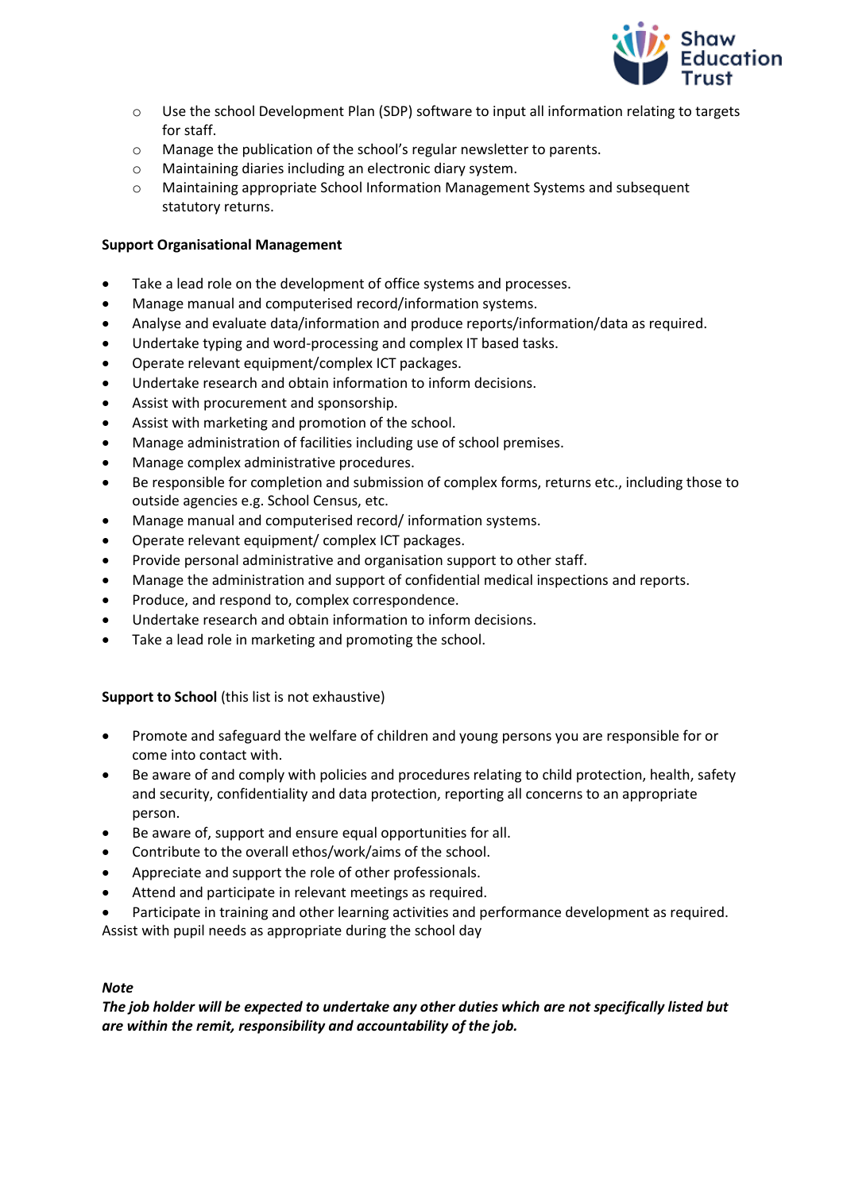- Use the school Development Plan (SDP) software to input all information relating to targets for staff.
    - Manage the publication of the school's regular newsletter to parents.
    - Maintaining diaries including an electronic diary system.
    - Maintaining appropriate School Information Management Systems and subsequent statutory returns.

**Support Organisational Management**

- Take a lead role on the development of office systems and processes.
- Manage manual and computerised record/information systems.
- Analyse and evaluate data/information and produce reports/information/data as required.
- Undertake typing and word-processing and complex IT based tasks.
- Operate relevant equipment/complex ICT packages.
- Undertake research and obtain information to inform decisions.
- Assist with procurement and sponsorship.
- Assist with marketing and promotion of the school.
- Manage administration of facilities including use of school premises.
- Manage complex administrative procedures.
- Be responsible for completion and submission of complex forms, returns etc., including those to outside agencies e.g. School Census, etc.
- Manage manual and computerised record/ information systems.
- Operate relevant equipment/ complex ICT packages.
- Provide personal administrative and organisation support to other staff.
- Manage the administration and support of confidential medical inspections and reports.
- Produce, and respond to, complex correspondence.
- Undertake research and obtain information to inform decisions.
- Take a lead role in marketing and promoting the school.

**Support to School** (this list is not exhaustive)

- Promote and safeguard the welfare of children and young persons you are responsible for or come into contact with.
- Be aware of and comply with policies and procedures relating to child protection, health, safety and security, confidentiality and data protection, reporting all concerns to an appropriate person.
- Be aware of, support and ensure equal opportunities for all.
- Contribute to the overall ethos/work/aims of the school.
- Appreciate and support the role of other professionals.
- Attend and participate in relevant meetings as required.
- Participate in training and other learning activities and performance development as required.

Assist with pupil needs as appropriate during the school day

***Note***

***The job holder will be expected to undertake any other duties which are not specifically listed but are within the remit, responsibility and accountability of the job.***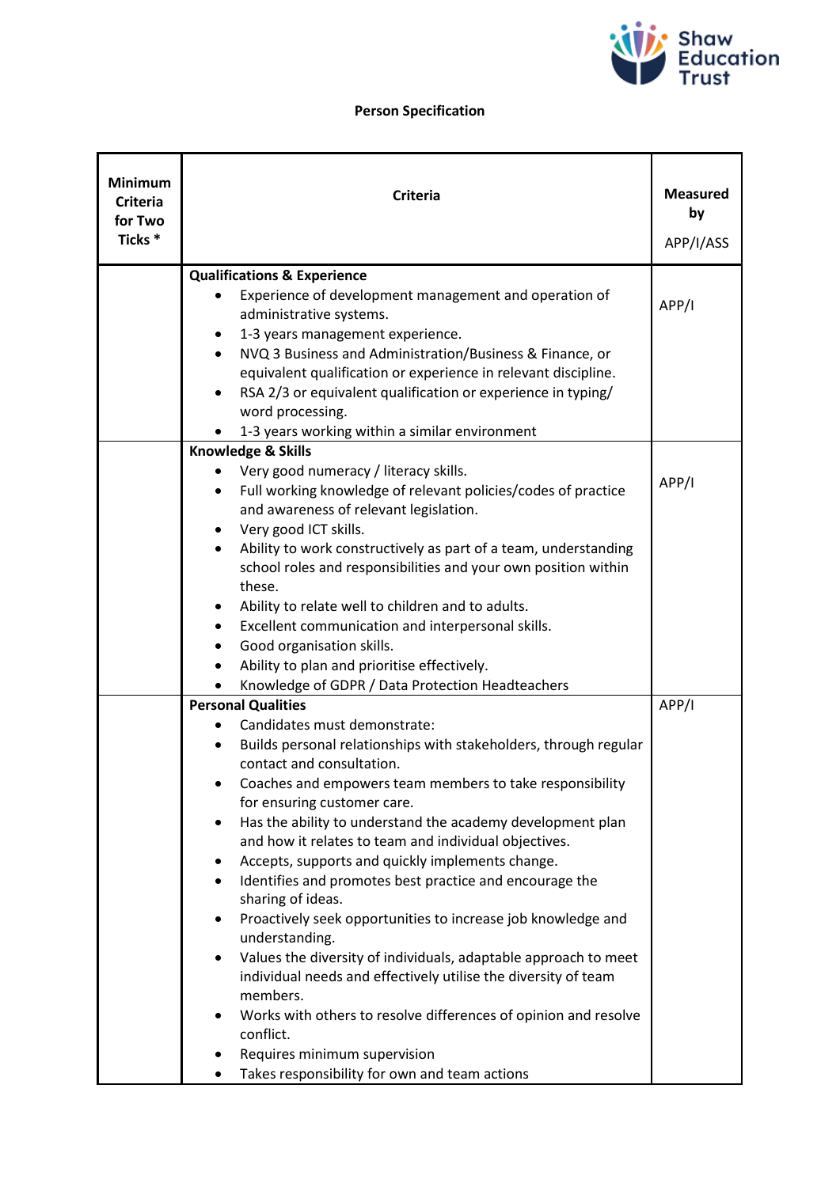# Person Specification

| Minimum Criteria for Two Ticks * | Criteria | Measured by APP/I/ASS |
|---|---|---|
| | **Qualifications & Experience**<br>• Experience of development management and operation of administrative systems.<br>• 1-3 years management experience.<br>• NVQ 3 Business and Administration/Business & Finance, or equivalent qualification or experience in relevant discipline.<br>• RSA 2/3 or equivalent qualification or experience in typing/ word processing.<br>• 1-3 years working within a similar environment | APP/I |
| | **Knowledge & Skills**<br>• Very good numeracy / literacy skills.<br>• Full working knowledge of relevant policies/codes of practice and awareness of relevant legislation.<br>• Very good ICT skills.<br>• Ability to work constructively as part of a team, understanding school roles and responsibilities and your own position within these.<br>• Ability to relate well to children and to adults.<br>• Excellent communication and interpersonal skills.<br>• Good organisation skills.<br>• Ability to plan and prioritise effectively.<br>• Knowledge of GDPR / Data Protection Headteachers | APP/I |
| | **Personal Qualities**<br>• Candidates must demonstrate:<br>• Builds personal relationships with stakeholders, through regular contact and consultation.<br>• Coaches and empowers team members to take responsibility for ensuring customer care.<br>• Has the ability to understand the academy development plan and how it relates to team and individual objectives.<br>• Accepts, supports and quickly implements change.<br>• Identifies and promotes best practice and encourage the sharing of ideas.<br>• Proactively seek opportunities to increase job knowledge and understanding.<br>• Values the diversity of individuals, adaptable approach to meet individual needs and effectively utilise the diversity of team members.<br>• Works with others to resolve differences of opinion and resolve conflict.<br>• Requires minimum supervision<br>• Takes responsibility for own and team actions | APP/I |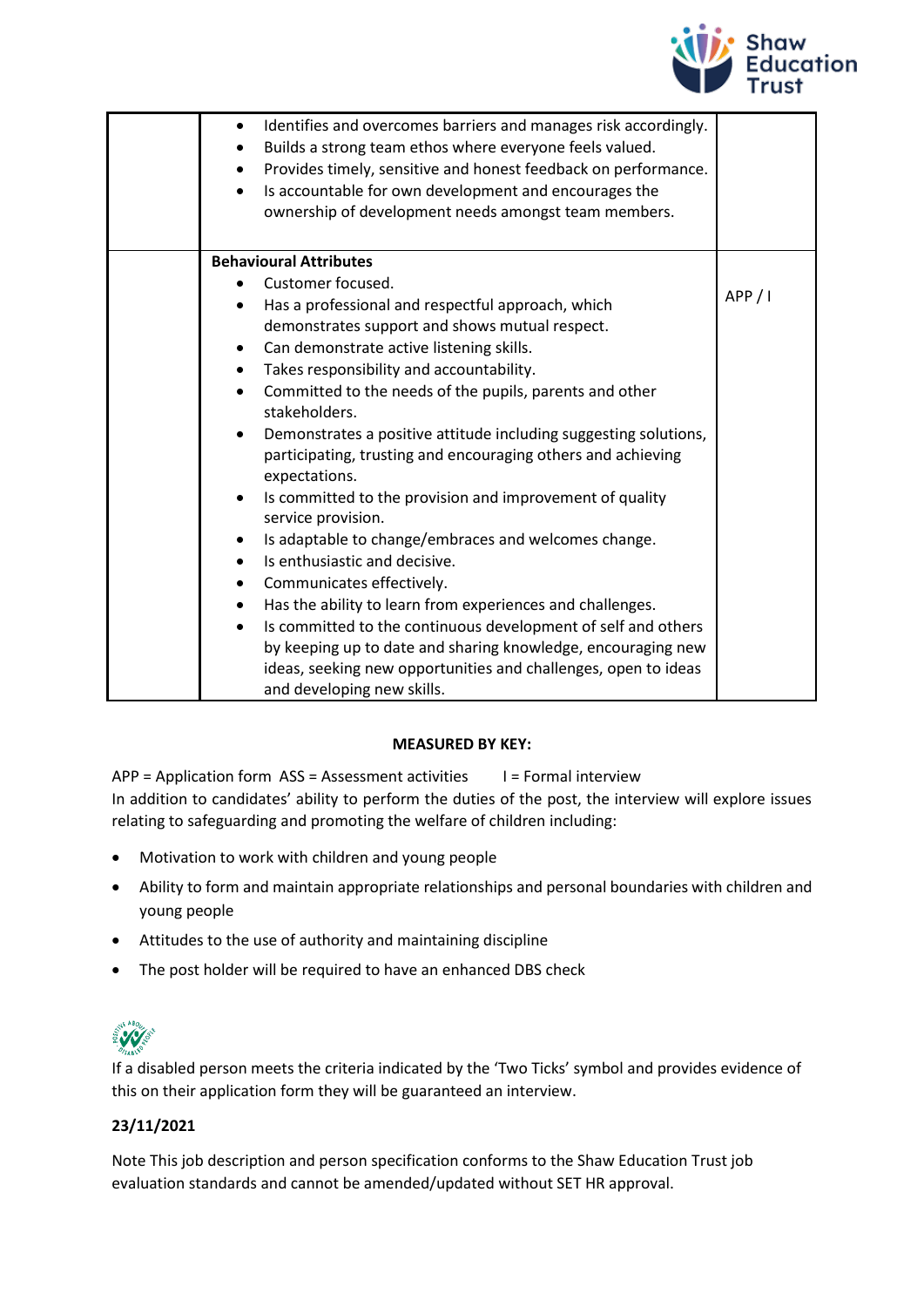| | | |
|---|---|---|
| | • Identifies and overcomes barriers and manages risk accordingly.<br>• Builds a strong team ethos where everyone feels valued.<br>• Provides timely, sensitive and honest feedback on performance.<br>• Is accountable for own development and encourages the ownership of development needs amongst team members. | |
| | **Behavioural Attributes**<br>• Customer focused.<br>• Has a professional and respectful approach, which demonstrates support and shows mutual respect.<br>• Can demonstrate active listening skills.<br>• Takes responsibility and accountability.<br>• Committed to the needs of the pupils, parents and other stakeholders.<br>• Demonstrates a positive attitude including suggesting solutions, participating, trusting and encouraging others and achieving expectations.<br>• Is committed to the provision and improvement of quality service provision.<br>• Is adaptable to change/embraces and welcomes change.<br>• Is enthusiastic and decisive.<br>• Communicates effectively.<br>• Has the ability to learn from experiences and challenges.<br>• Is committed to the continuous development of self and others by keeping up to date and sharing knowledge, encouraging new ideas, seeking new opportunities and challenges, open to ideas and developing new skills. | APP / I |

**MEASURED BY KEY:**

APP = Application form ASS = Assessment activities I = Formal interview

In addition to candidates' ability to perform the duties of the post, the interview will explore issues relating to safeguarding and promoting the welfare of children including:

- Motivation to work with children and young people
- Ability to form and maintain appropriate relationships and personal boundaries with children and young people
- Attitudes to the use of authority and maintaining discipline
- The post holder will be required to have an enhanced DBS check

If a disabled person meets the criteria indicated by the 'Two Ticks' symbol and provides evidence of this on their application form they will be guaranteed an interview.

**23/11/2021**

Note This job description and person specification conforms to the Shaw Education Trust job evaluation standards and cannot be amended/updated without SET HR approval.